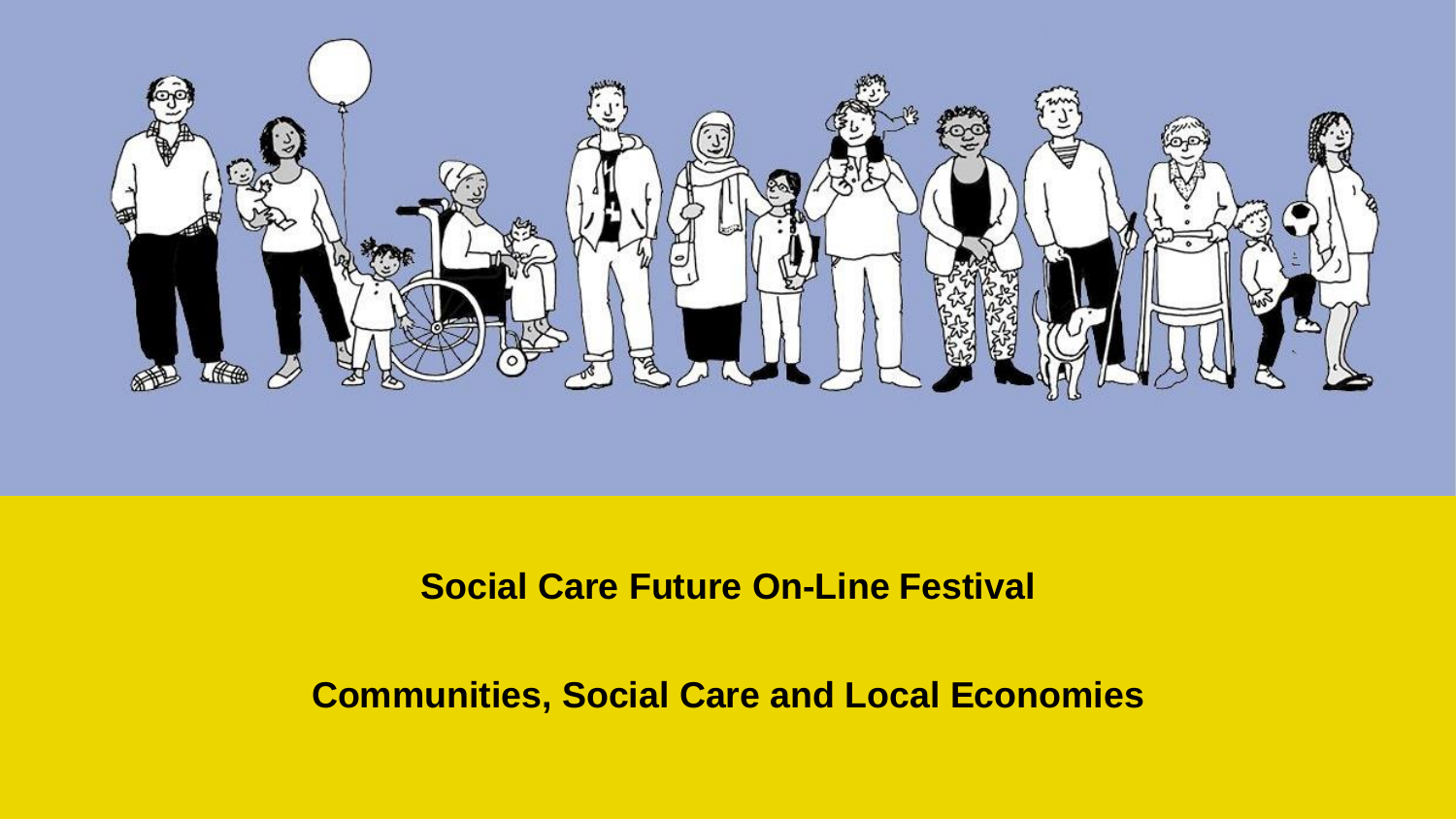**Social Care Future On-Line Festival**

**Communities, Social Care and Local Economies**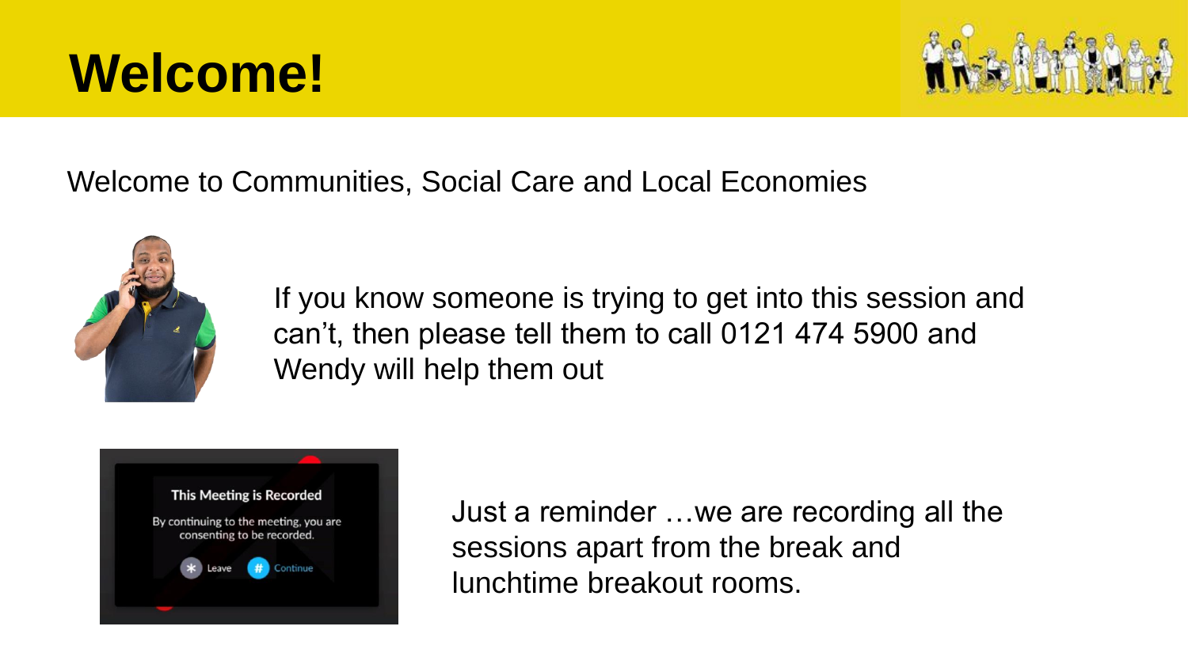# Welcome!

Welcome to Communities, Social Care and Local Economies

If you know someone is trying to get into this session and can't, then please tell them to call 0121 474 5900 and Wendy will help them out

Just a reminder …we are recording all the sessions apart from the break and lunchtime breakout rooms.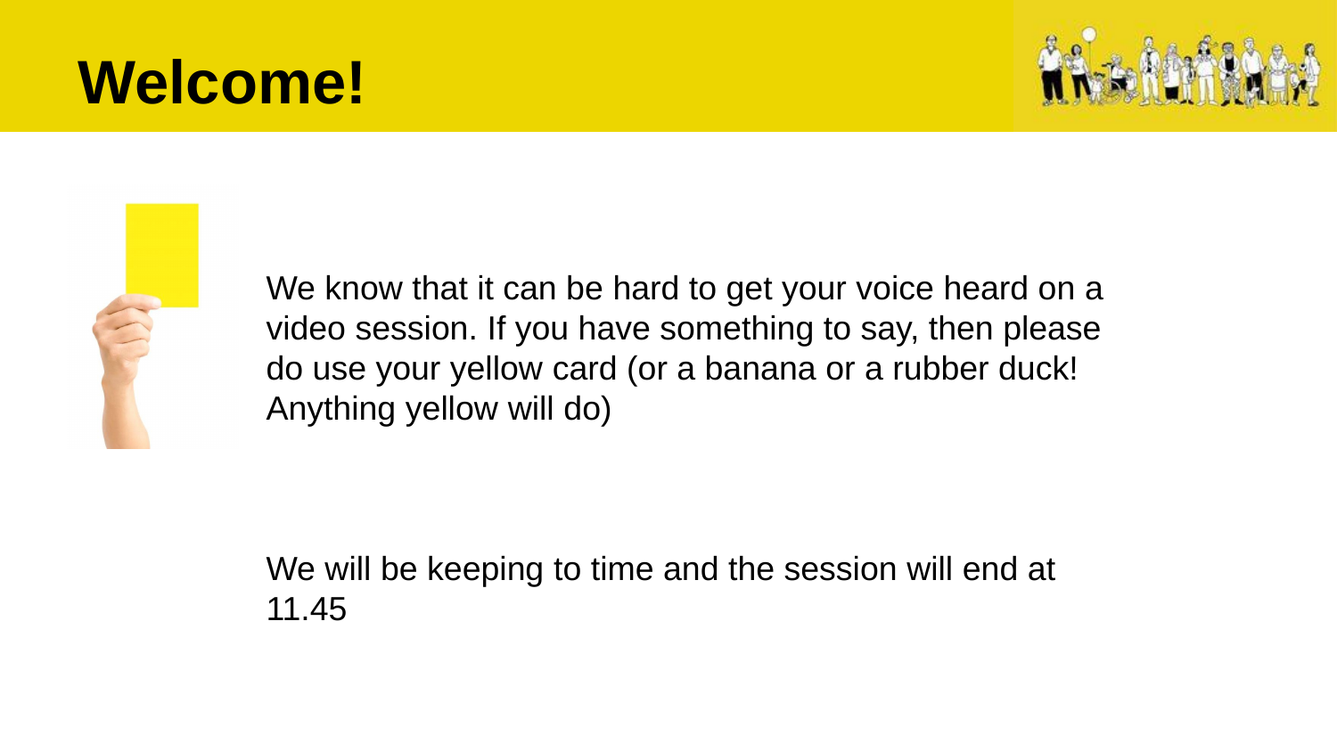# Welcome!

We know that it can be hard to get your voice heard on a video session. If you have something to say, then please do use your yellow card (or a banana or a rubber duck! Anything yellow will do)

We will be keeping to time and the session will end at 11.45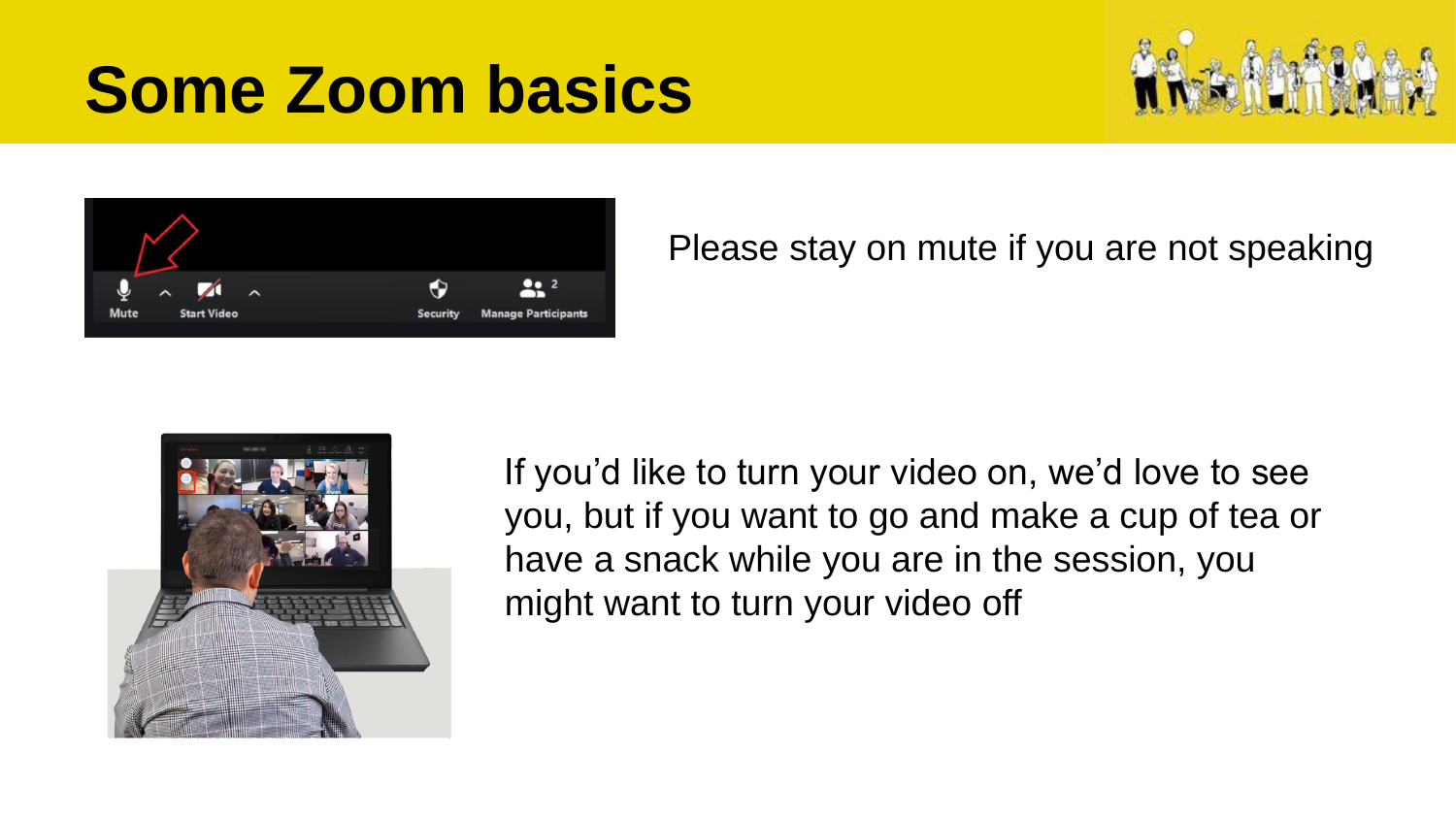# Some Zoom basics

Please stay on mute if you are not speaking

If you'd like to turn your video on, we'd love to see you, but if you want to go and make a cup of tea or have a snack while you are in the session, you might want to turn your video off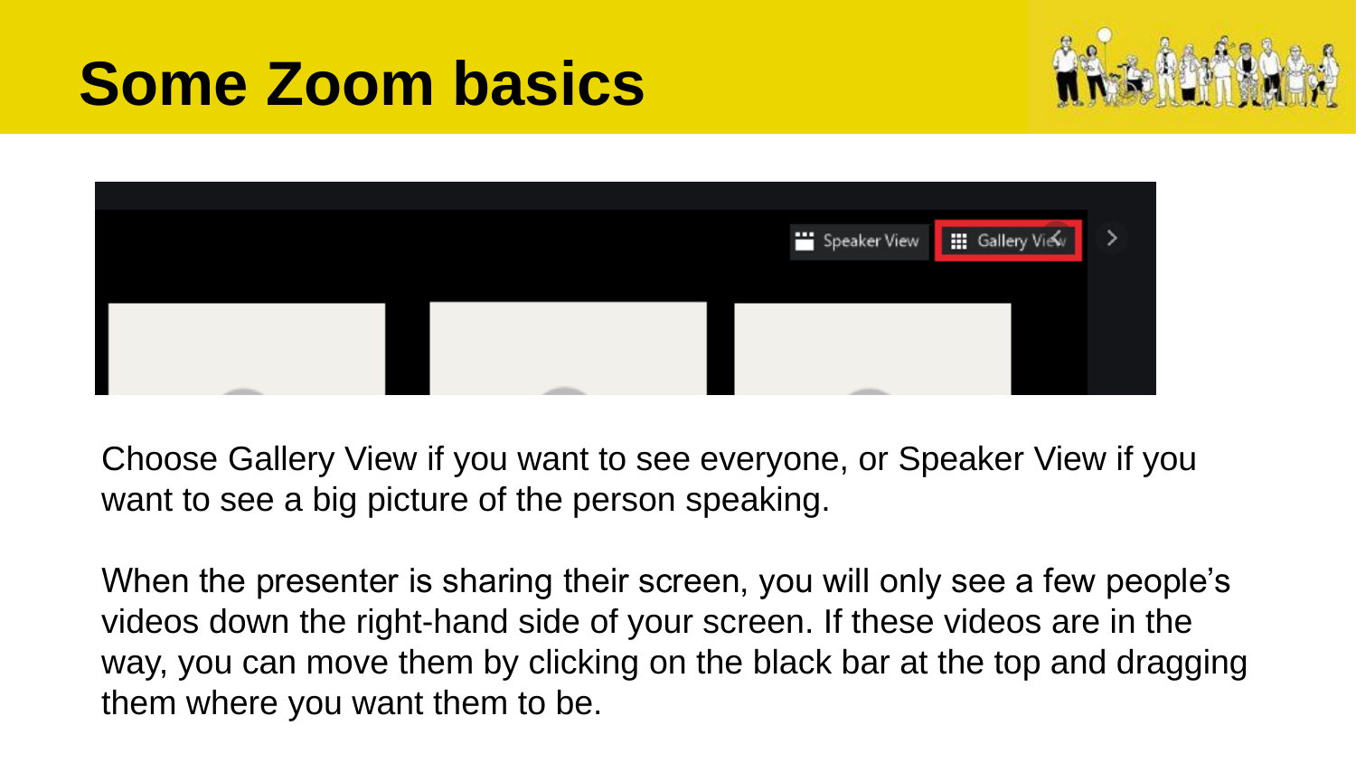# Some Zoom basics

Choose Gallery View if you want to see everyone, or Speaker View if you want to see a big picture of the person speaking.

When the presenter is sharing their screen, you will only see a few people's videos down the right-hand side of your screen. If these videos are in the way, you can move them by clicking on the black bar at the top and dragging them where you want them to be.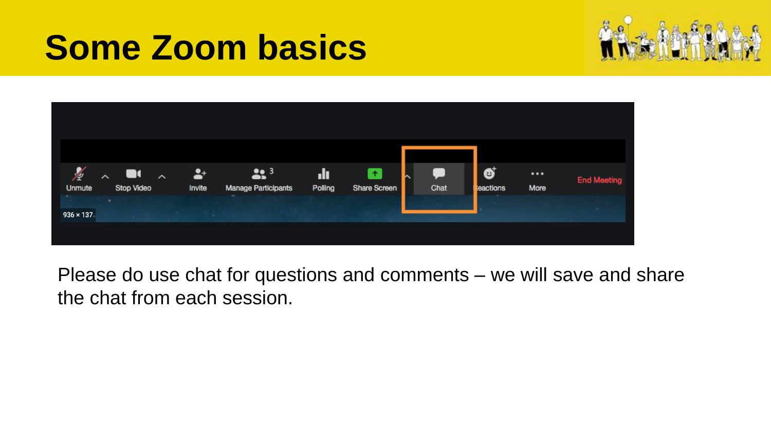# Some Zoom basics

Please do use chat for questions and comments – we will save and share the chat from each session.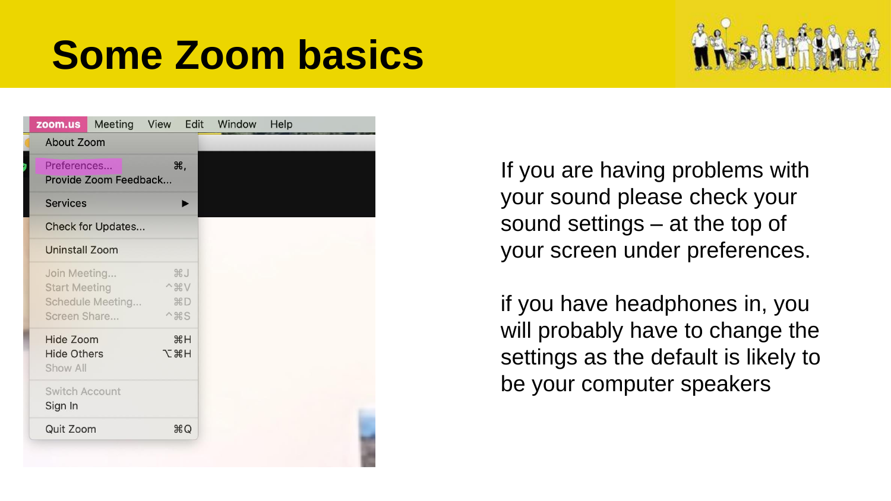# Some Zoom basics

If you are having problems with your sound please check your sound settings – at the top of your screen under preferences.

if you have headphones in, you will probably have to change the settings as the default is likely to be your computer speakers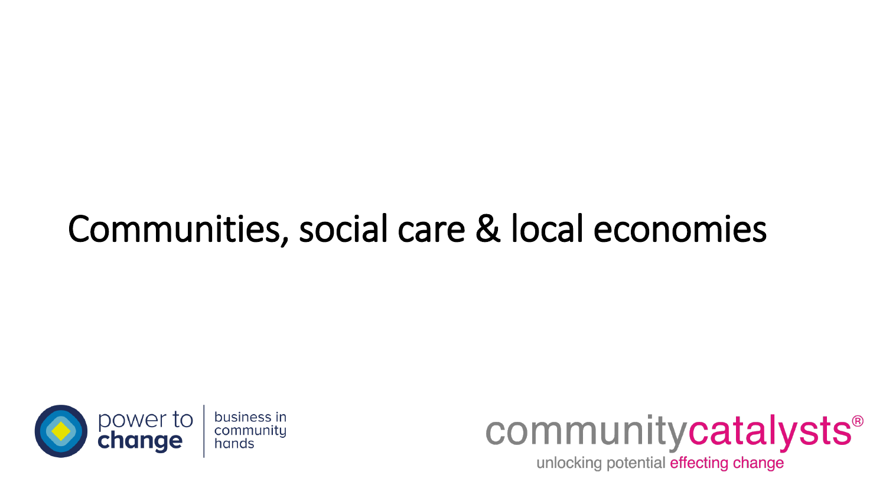# Communities, social care & local economies

power to change | business in community hands

communitycatalysts® unlocking potential effecting change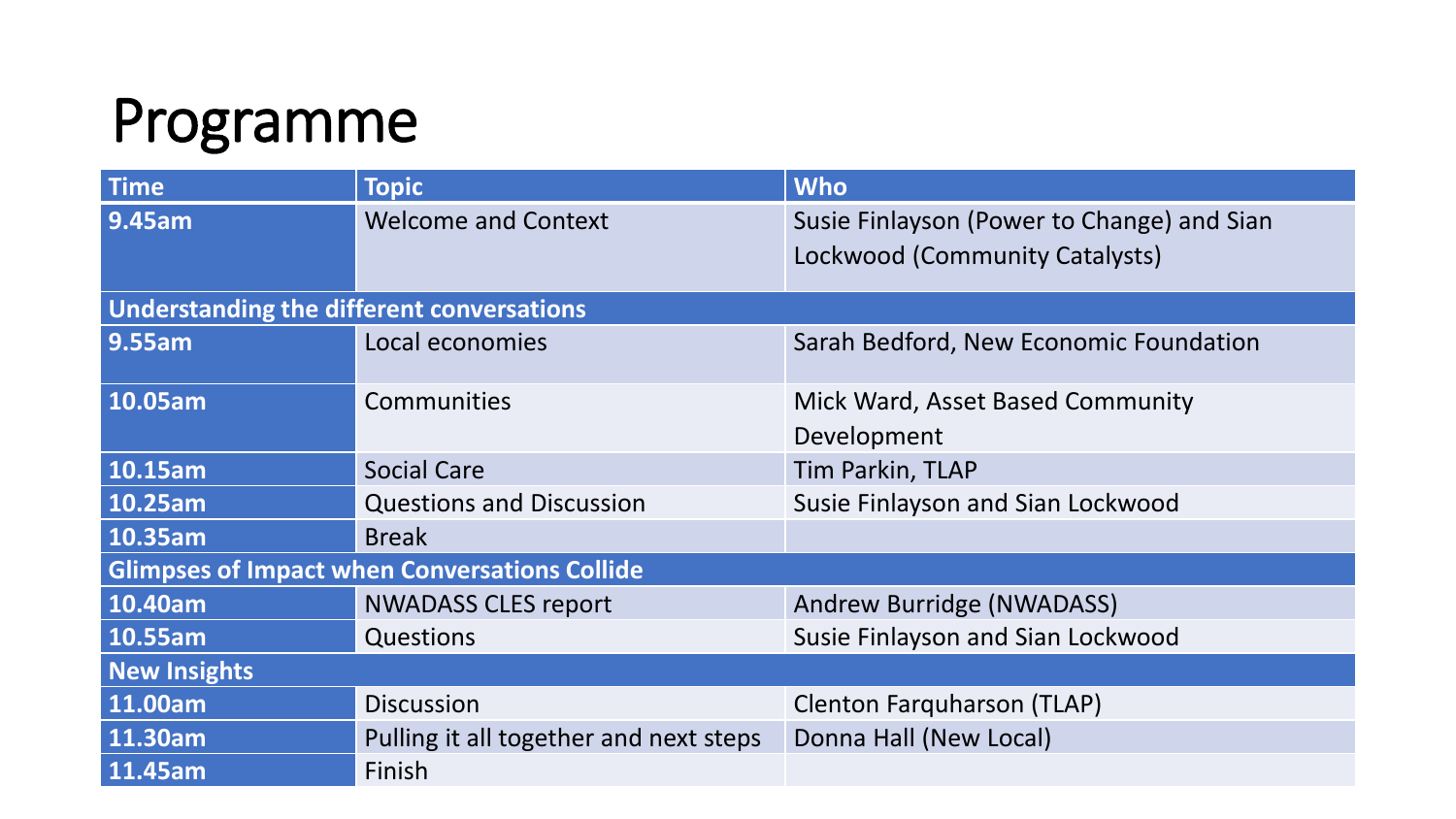# Programme

| Time | Topic | Who |
|---|---|---|
| 9.45am | Welcome and Context | Susie Finlayson (Power to Change) and Sian Lockwood (Community Catalysts) |
| **Understanding the different conversations** | | |
| 9.55am | Local economies | Sarah Bedford, New Economic Foundation |
| 10.05am | Communities | Mick Ward, Asset Based Community Development |
| 10.15am | Social Care | Tim Parkin, TLAP |
| 10.25am | Questions and Discussion | Susie Finlayson and Sian Lockwood |
| 10.35am | Break | |
| **Glimpses of Impact when Conversations Collide** | | |
| 10.40am | NWADASS CLES report | Andrew Burridge (NWADASS) |
| 10.55am | Questions | Susie Finlayson and Sian Lockwood |
| **New Insights** | | |
| 11.00am | Discussion | Clenton Farquharson (TLAP) |
| 11.30am | Pulling it all together and next steps | Donna Hall (New Local) |
| 11.45am | Finish | |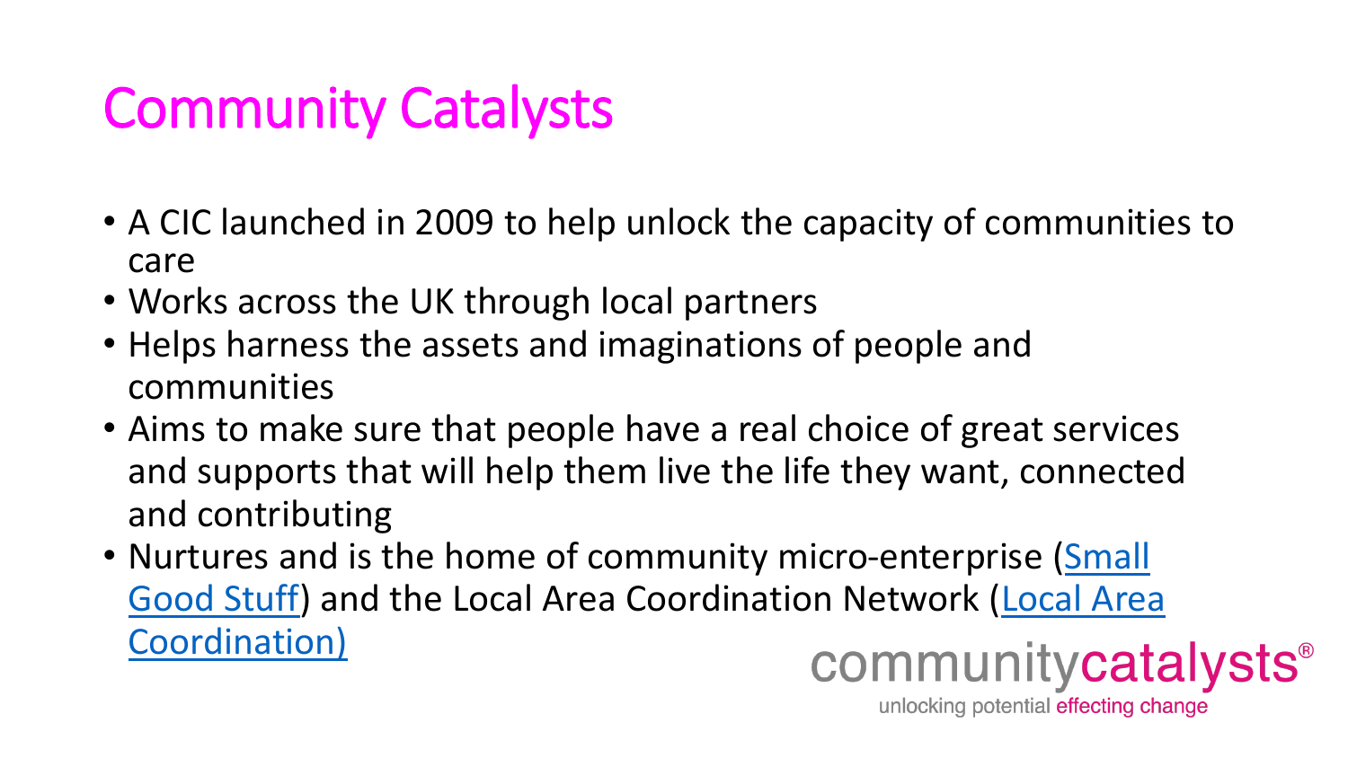# Community Catalysts

- A CIC launched in 2009 to help unlock the capacity of communities to care
- Works across the UK through local partners
- Helps harness the assets and imaginations of people and communities
- Aims to make sure that people have a real choice of great services and supports that will help them live the life they want, connected and contributing
- Nurtures and is the home of community micro-enterprise (Small Good Stuff) and the Local Area Coordination Network (Local Area Coordination)

communitycatalysts®

unlocking potential effecting change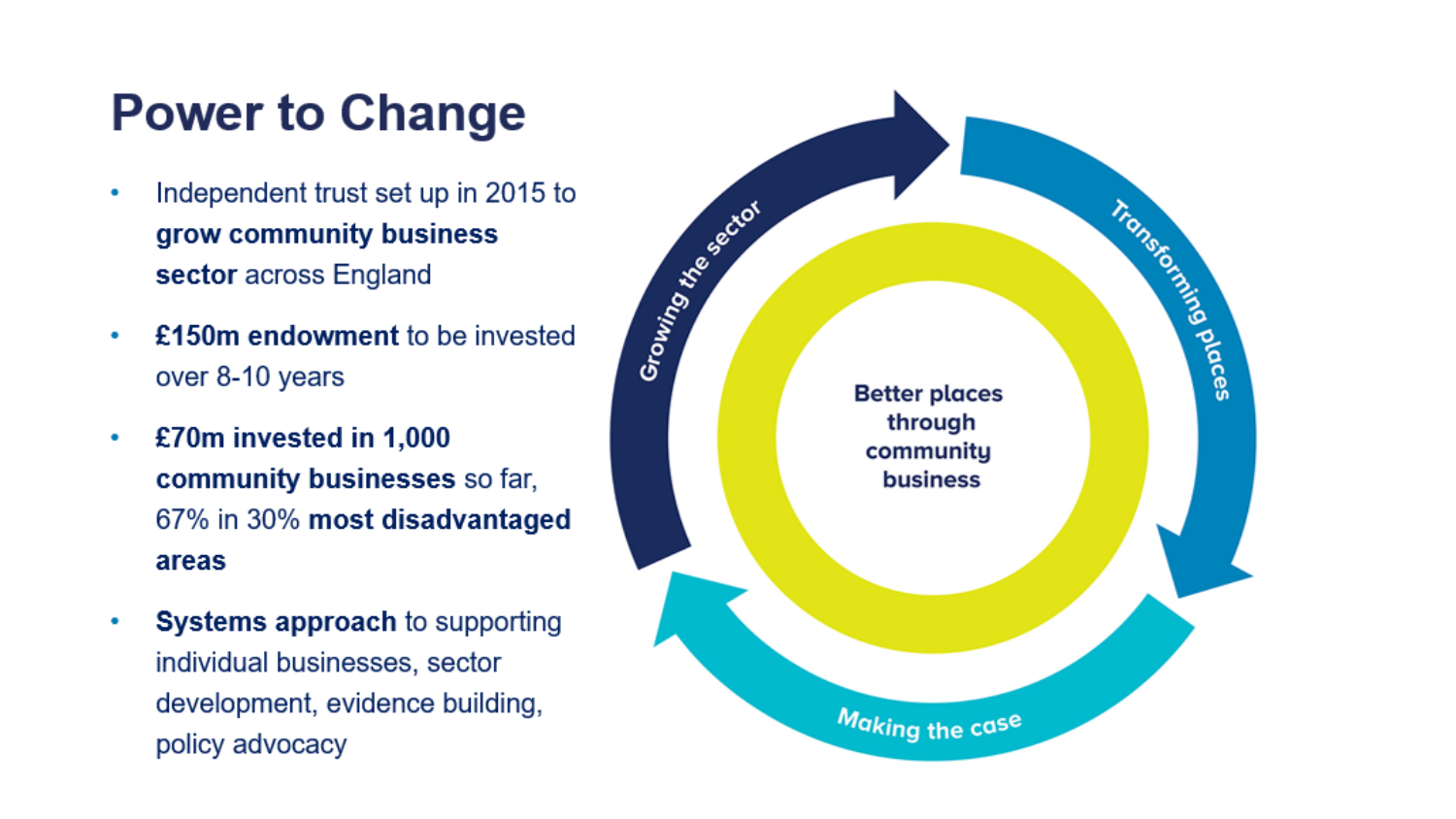# Power to Change

- Independent trust set up in 2015 to **grow community business sector** across England
- **£150m endowment** to be invested over 8-10 years
- **£70m invested in 1,000 community businesses** so far, 67% in 30% **most disadvantaged areas**
- **Systems approach** to supporting individual businesses, sector development, evidence building, policy advocacy

Growing the sector

Transforming places

Making the case

**Better places through community business**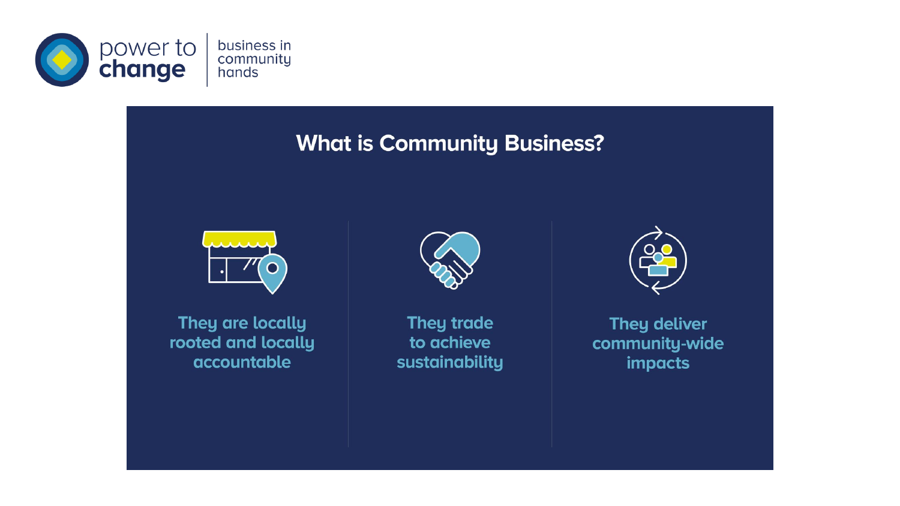power to change | business in community hands

## What is Community Business?

They are locally rooted and locally accountable

They trade to achieve sustainability

They deliver community-wide impacts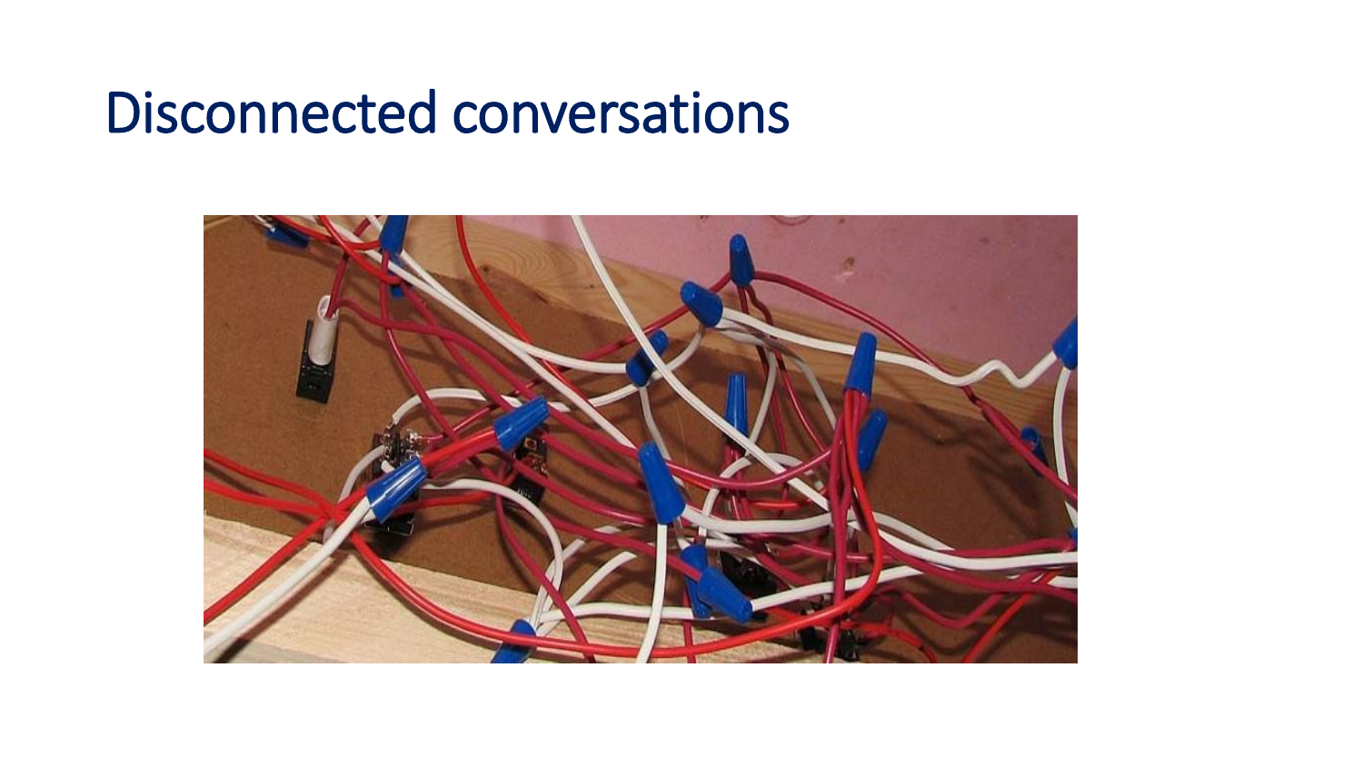# Disconnected conversations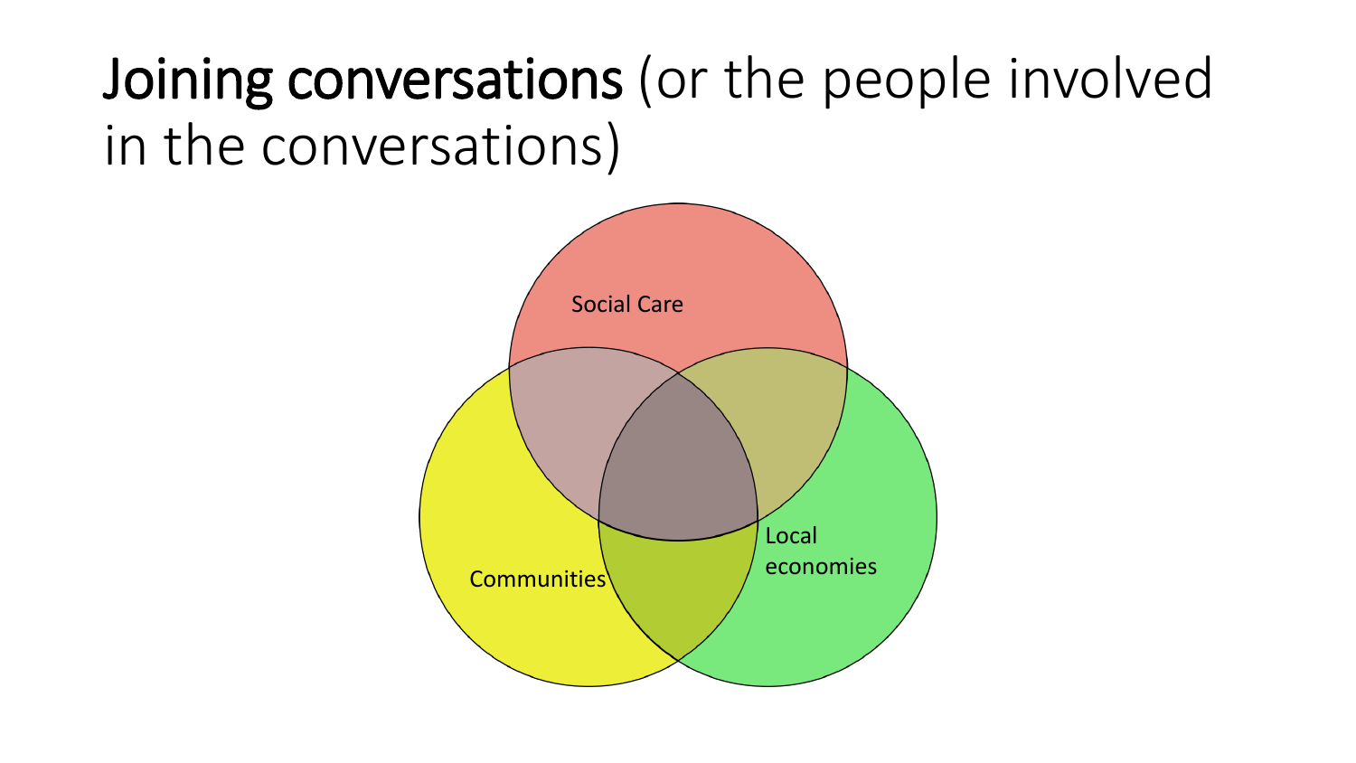# **Joining conversations** (or the people involved in the conversations)

Social Care

Communities

Local economies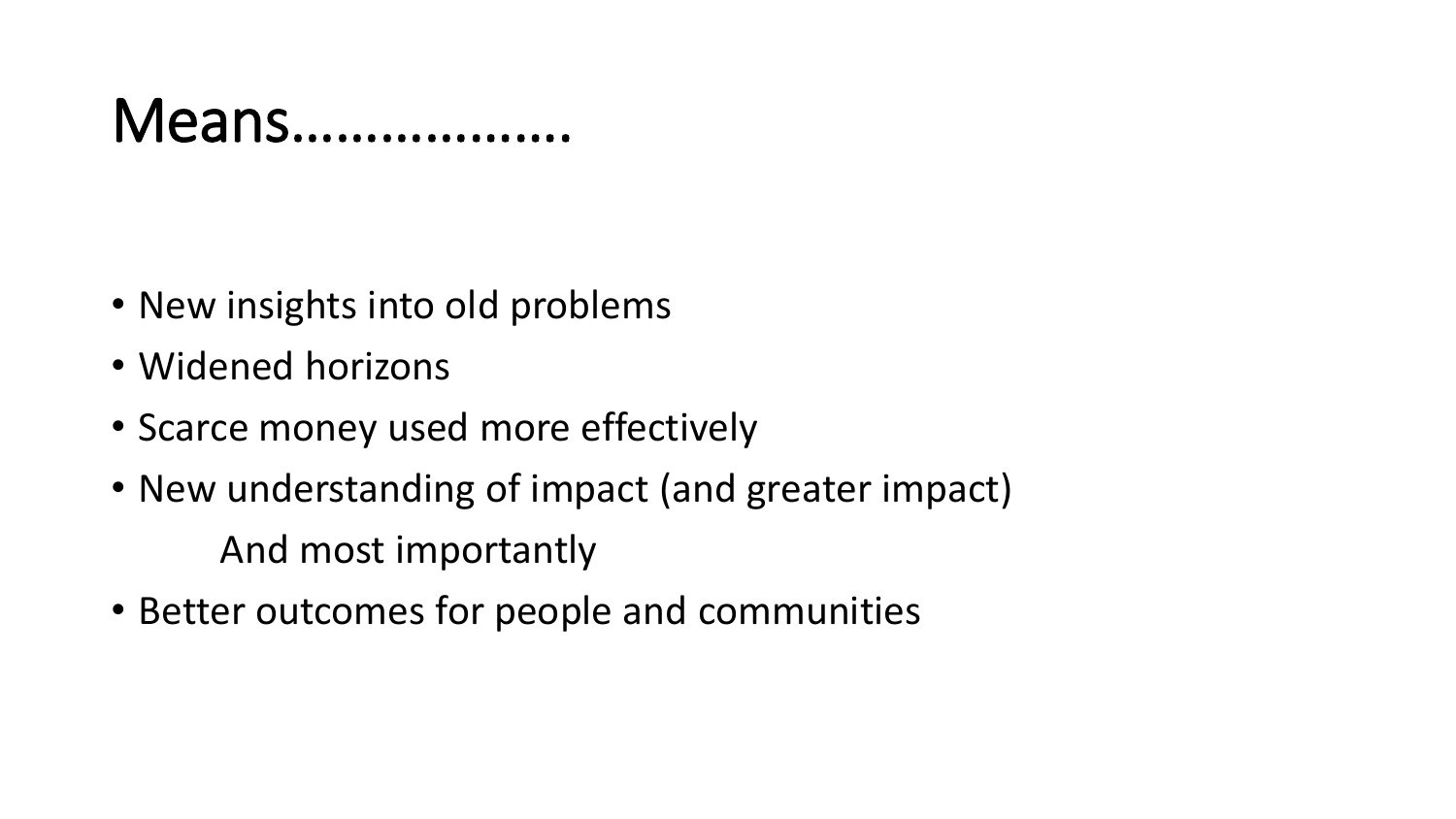# Means……………….

- New insights into old problems
- Widened horizons
- Scarce money used more effectively
- New understanding of impact (and greater impact)

  And most importantly

- Better outcomes for people and communities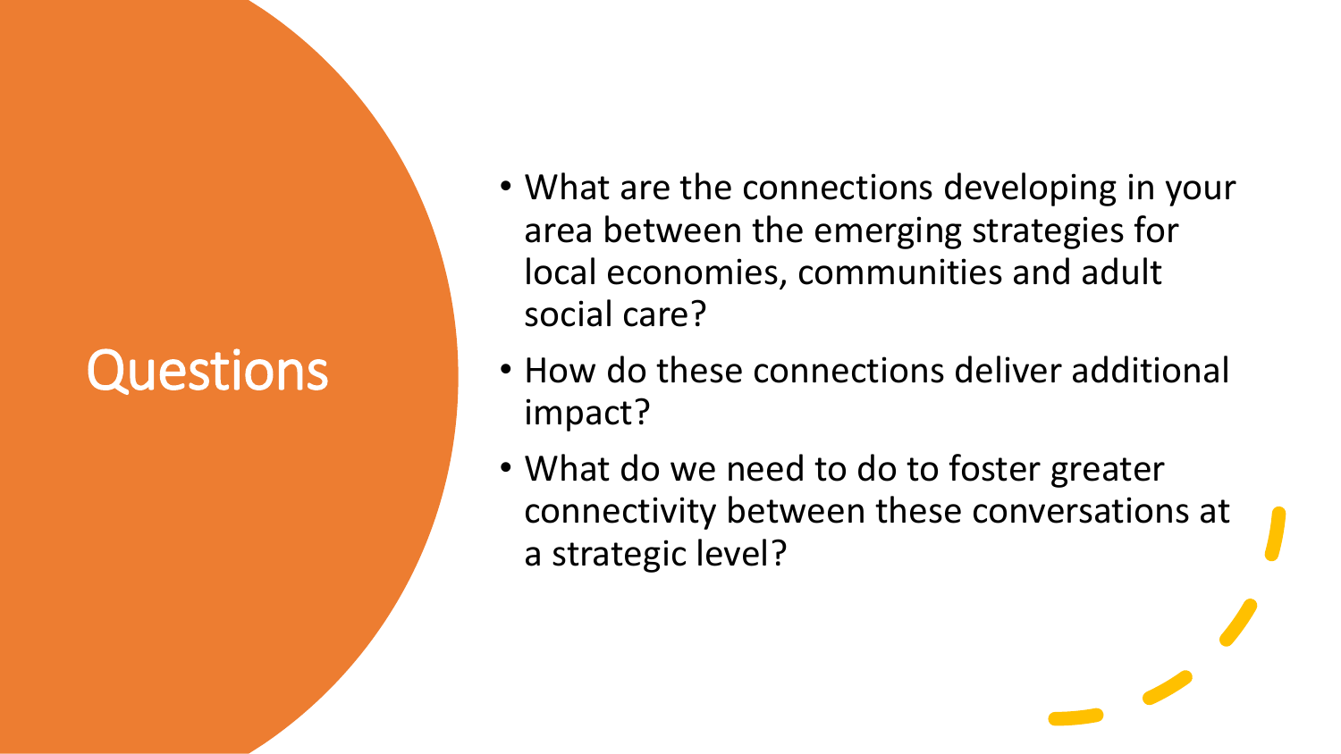# Questions

- What are the connections developing in your area between the emerging strategies for local economies, communities and adult social care?
- How do these connections deliver additional impact?
- What do we need to do to foster greater connectivity between these conversations at a strategic level?